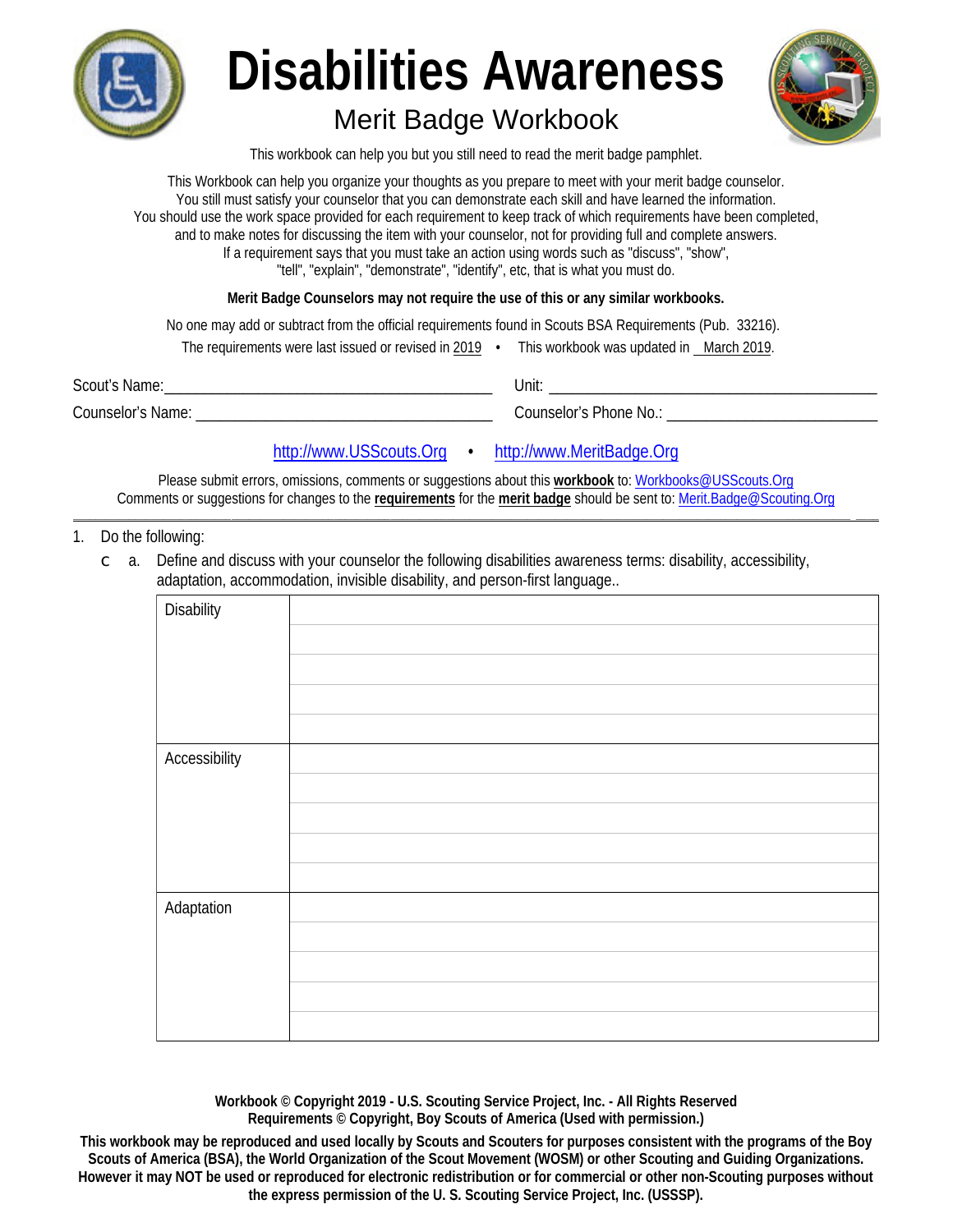# Disabilities Awareness

## Merit Badge Workbook

This workbook can help you but you still need to read the merit badge pamphlet.

This Workbook can help you organize your thoughts as you prepare to meet with your merit badge counselor.
You still must satisfy your counselor that you can demonstrate each skill and have learned the information.
You should use the work space provided for each requirement to keep track of which requirements have been completed,
and to make notes for discussing the item with your counselor, not for providing full and complete answers.
If a requirement says that you must take an action using words such as "discuss", "show",
"tell", "explain", "demonstrate", "identify", etc, that is what you must do.

**Merit Badge Counselors may not require the use of this or any similar workbooks.**

No one may add or subtract from the official requirements found in Scouts BSA Requirements (Pub. 33216).

The requirements were last issued or revised in 2019 • This workbook was updated in March 2019.

Scout's Name: ________________________________ Unit: ________________________________

Counselor's Name: ________________________________ Counselor's Phone No.: ________________________________

http://www.USScouts.Org • http://www.MeritBadge.Org

Please submit errors, omissions, comments or suggestions about this **workbook** to: Workbooks@USScouts.Org
Comments or suggestions for changes to the **requirements** for the **merit badge** should be sent to: Merit.Badge@Scouting.Org

---

1. Do the following:
   - ☐ a. Define and discuss with your counselor the following disabilities awareness terms: disability, accessibility, adaptation, accommodation, invisible disability, and person-first language..

| | |
|---|---|
| Disability | |
| Accessibility | |
| Adaptation | |

**Workbook © Copyright 2019 - U.S. Scouting Service Project, Inc. - All Rights Reserved**
**Requirements © Copyright, Boy Scouts of America (Used with permission.)**

**This workbook may be reproduced and used locally by Scouts and Scouters for purposes consistent with the programs of the Boy Scouts of America (BSA), the World Organization of the Scout Movement (WOSM) or other Scouting and Guiding Organizations. However it may NOT be used or reproduced for electronic redistribution or for commercial or other non-Scouting purposes without the express permission of the U. S. Scouting Service Project, Inc. (USSSP).**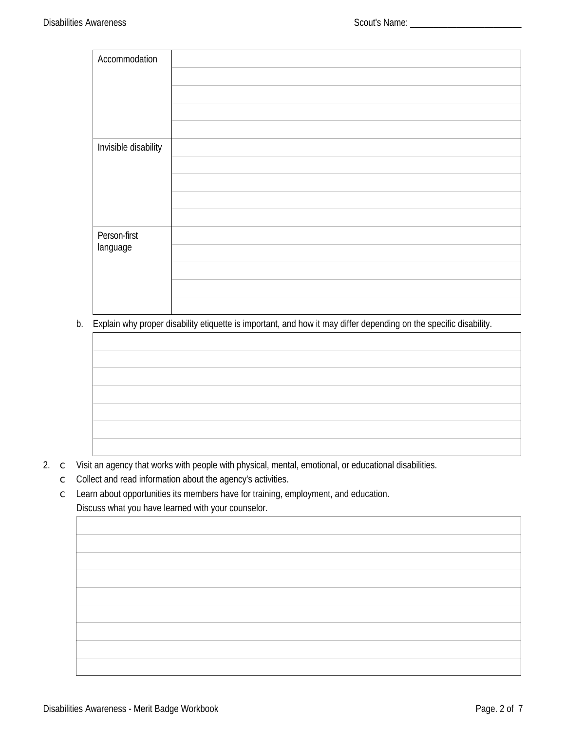| Accommodation | |
|---|---|
| Invisible disability | |
| Person-first language | |

b. Explain why proper disability etiquette is important, and how it may differ depending on the specific disability.

| |
|---|
| |

2. ☐ Visit an agency that works with people with physical, mental, emotional, or educational disabilities.
   ☐ Collect and read information about the agency's activities.
   ☐ Learn about opportunities its members have for training, employment, and education.
   Discuss what you have learned with your counselor.

| |
|---|
| |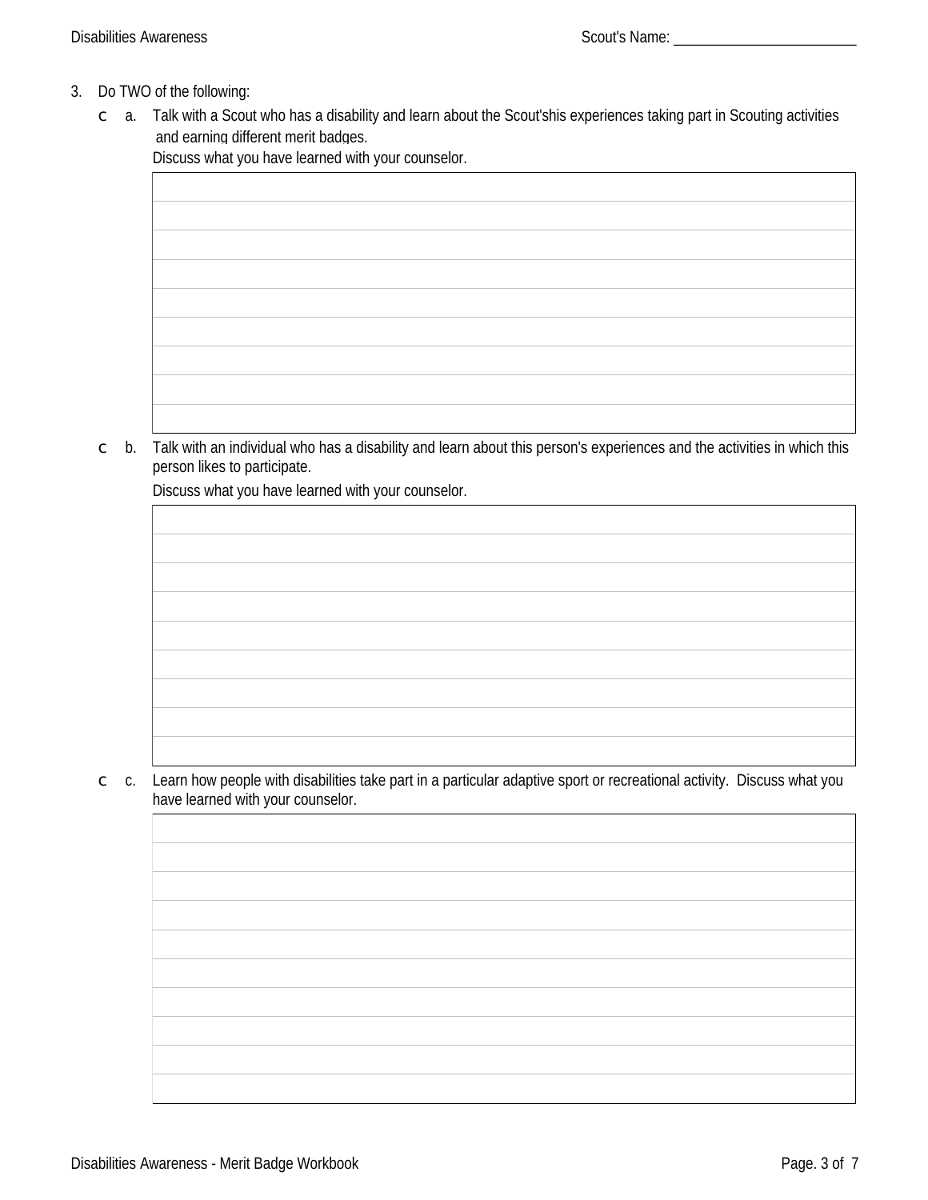3. Do TWO of the following:

   - c a. Talk with a Scout who has a disability and learn about the Scout'shis experiences taking part in Scouting activities and earning different merit badges.
     Discuss what you have learned with your counselor.

   - c b. Talk with an individual who has a disability and learn about this person's experiences and the activities in which this person likes to participate.
     Discuss what you have learned with your counselor.

   - c c. Learn how people with disabilities take part in a particular adaptive sport or recreational activity. Discuss what you have learned with your counselor.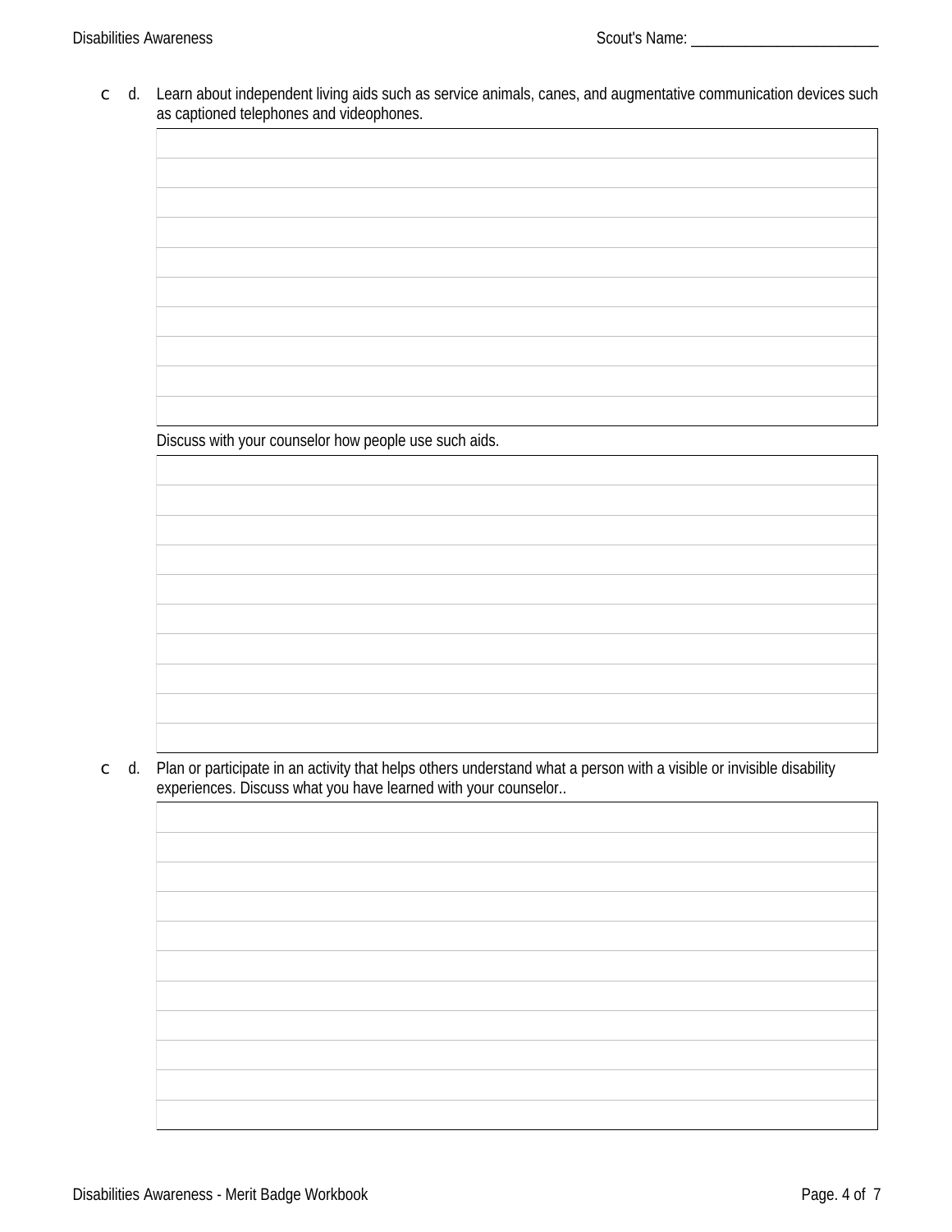- [ ] d. Learn about independent living aids such as service animals, canes, and augmentative communication devices such as captioned telephones and videophones.

Discuss with your counselor how people use such aids.

- [ ] d. Plan or participate in an activity that helps others understand what a person with a visible or invisible disability experiences. Discuss what you have learned with your counselor..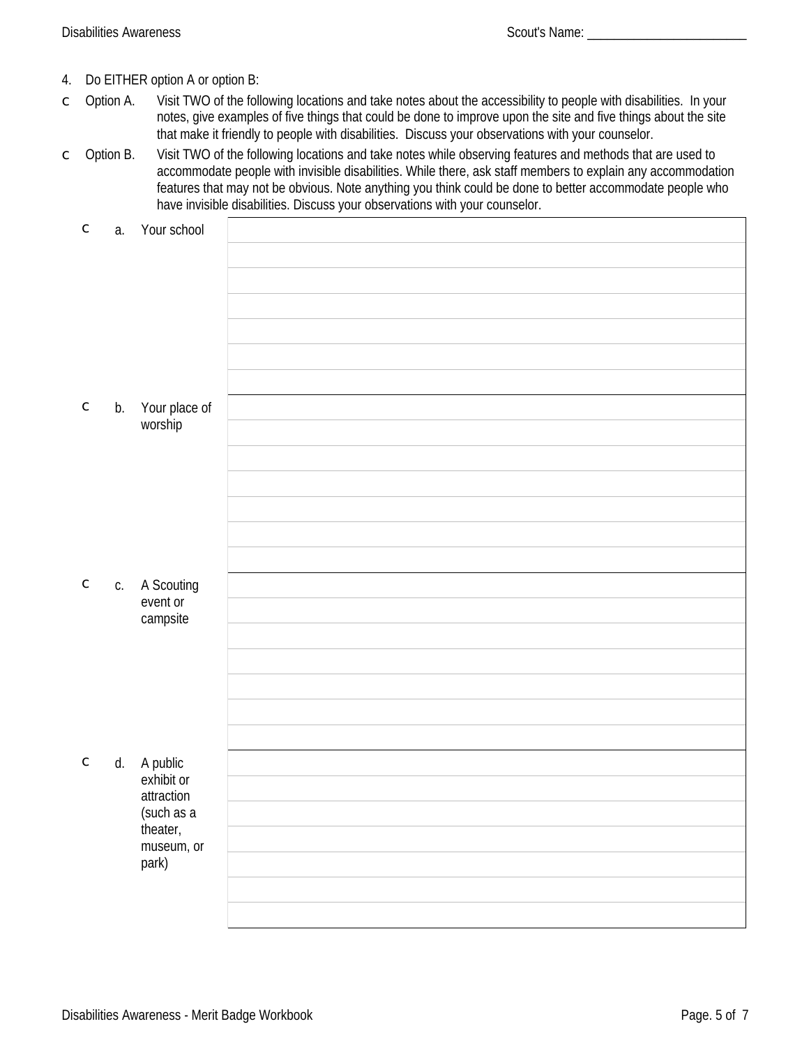4. Do EITHER option A or option B:

- [ ] Option A. Visit TWO of the following locations and take notes about the accessibility to people with disabilities. In your notes, give examples of five things that could be done to improve upon the site and five things about the site that make it friendly to people with disabilities. Discuss your observations with your counselor.
- [ ] Option B. Visit TWO of the following locations and take notes while observing features and methods that are used to accommodate people with invisible disabilities. While there, ask staff members to explain any accommodation features that may not be obvious. Note anything you think could be done to better accommodate people who have invisible disabilities. Discuss your observations with your counselor.

| | |
|---|---|
| ☐ a. Your school | |
| | |
| | |
| | |
| | |
| | |
| | |
| ☐ b. Your place of worship | |
| | |
| | |
| | |
| | |
| | |
| | |
| ☐ c. A Scouting event or campsite | |
| | |
| | |
| | |
| | |
| | |
| | |
| ☐ d. A public exhibit or attraction (such as a theater, museum, or park) | |
| | |
| | |
| | |
| | |
| | |
| | |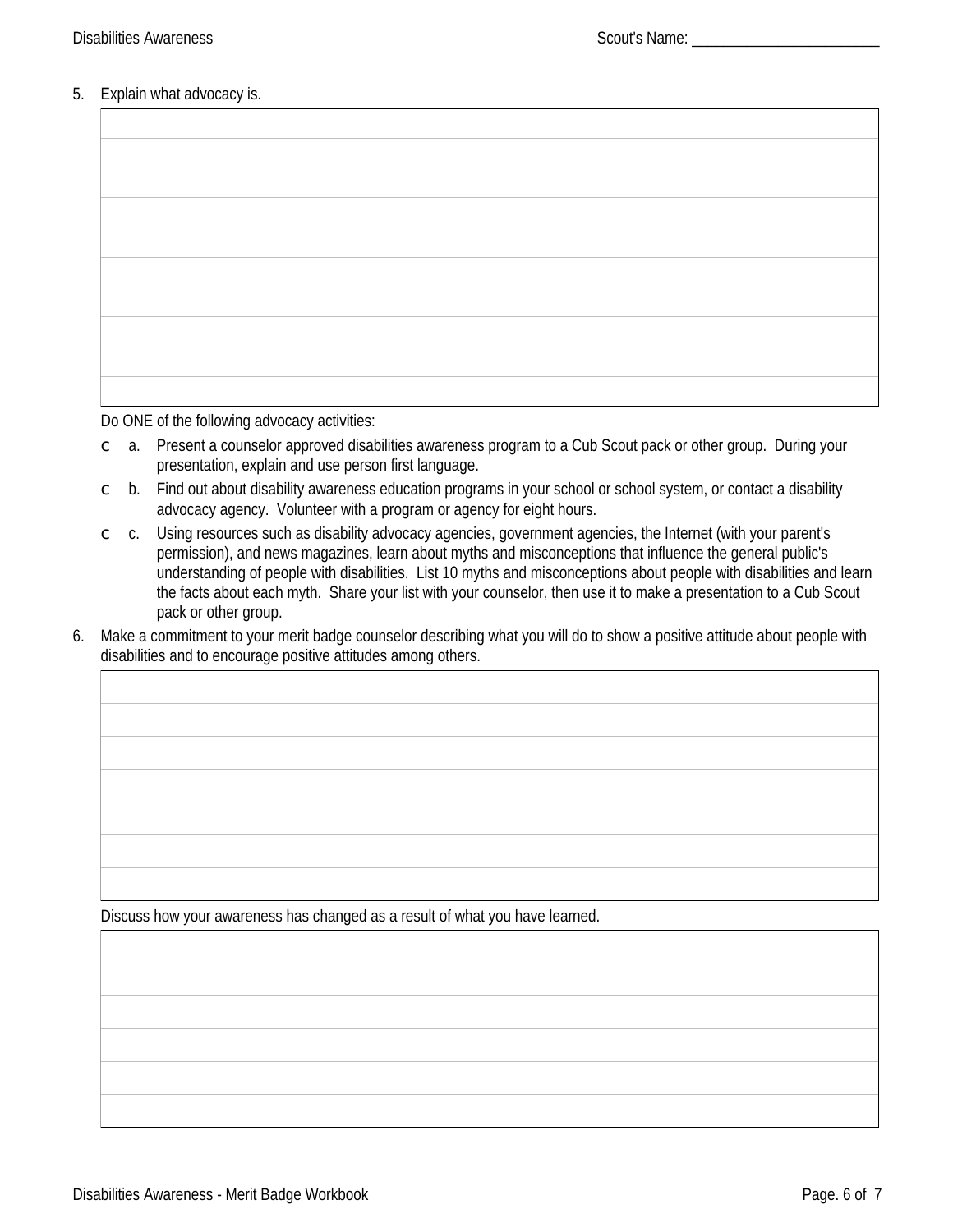5. Explain what advocacy is.

Do ONE of the following advocacy activities:

- ☐ a. Present a counselor approved disabilities awareness program to a Cub Scout pack or other group. During your presentation, explain and use person first language.
- ☐ b. Find out about disability awareness education programs in your school or school system, or contact a disability advocacy agency. Volunteer with a program or agency for eight hours.
- ☐ c. Using resources such as disability advocacy agencies, government agencies, the Internet (with your parent's permission), and news magazines, learn about myths and misconceptions that influence the general public's understanding of people with disabilities. List 10 myths and misconceptions about people with disabilities and learn the facts about each myth. Share your list with your counselor, then use it to make a presentation to a Cub Scout pack or other group.

6. Make a commitment to your merit badge counselor describing what you will do to show a positive attitude about people with disabilities and to encourage positive attitudes among others.

Discuss how your awareness has changed as a result of what you have learned.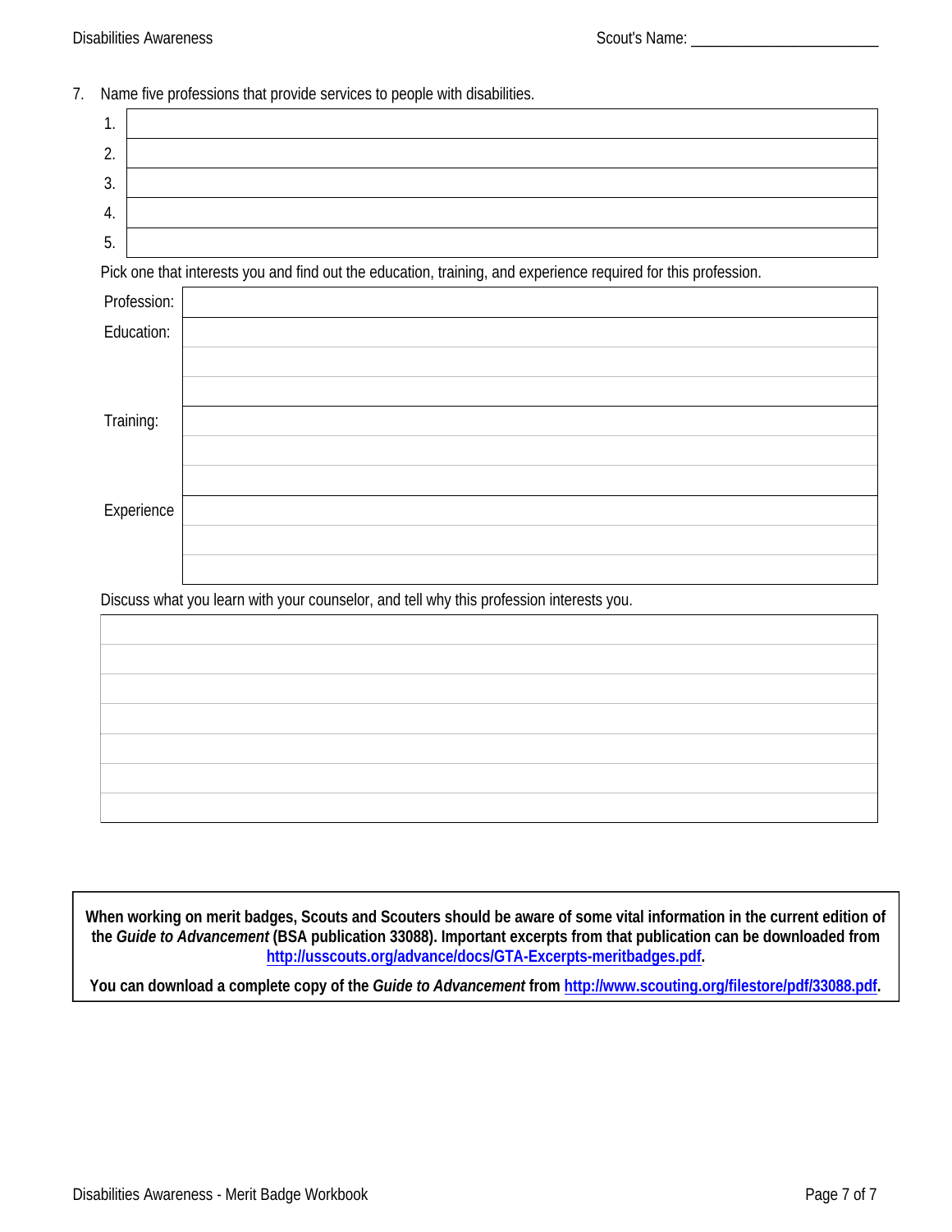7. Name five professions that provide services to people with disabilities.

| | |
|---|---|
| 1. | |
| 2. | |
| 3. | |
| 4. | |
| 5. | |

Pick one that interests you and find out the education, training, and experience required for this profession.

| | |
|---|---|
| Profession: | |
| Education: | |
| | |
| | |
| Training: | |
| | |
| | |
| Experience | |
| | |
| | |

Discuss what you learn with your counselor, and tell why this profession interests you.

| |
|---|
| |
| |
| |
| |
| |
| |
| |

**When working on merit badges, Scouts and Scouters should be aware of some vital information in the current edition of the *Guide to Advancement* (BSA publication 33088). Important excerpts from that publication can be downloaded from http://usscouts.org/advance/docs/GTA-Excerpts-meritbadges.pdf.**

**You can download a complete copy of the *Guide to Advancement* from http://www.scouting.org/filestore/pdf/33088.pdf.**